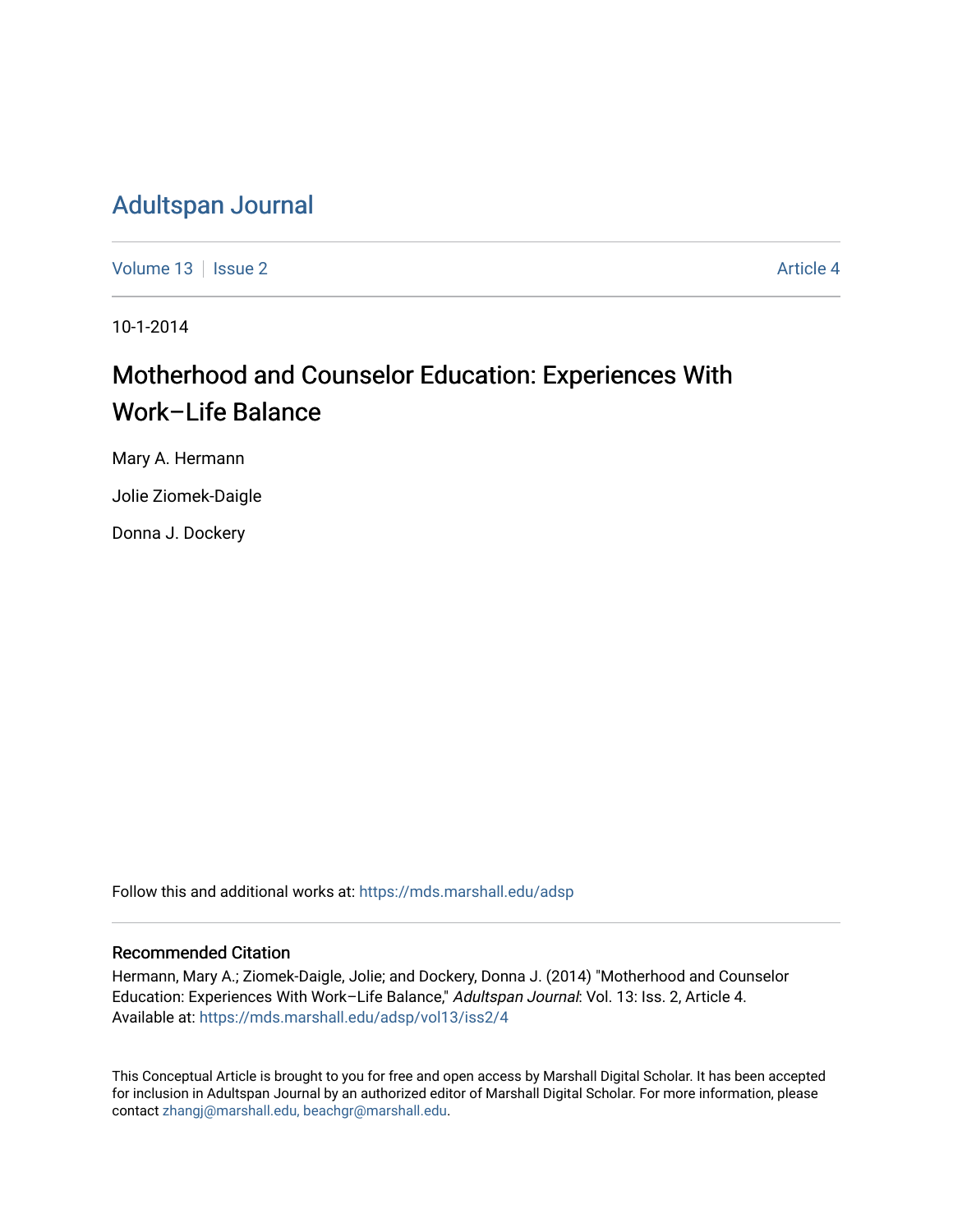# Adultspan Journal

Volume 13 | Issue 2 | Article 4

10-1-2014

## Motherhood and Counselor Education: Experiences With Work–Life Balance

Mary A. Hermann

Jolie Ziomek-Daigle

Donna J. Dockery

Follow this and additional works at: https://mds.marshall.edu/adsp

### Recommended Citation

Hermann, Mary A.; Ziomek-Daigle, Jolie; and Dockery, Donna J. (2014) "Motherhood and Counselor Education: Experiences With Work–Life Balance," *Adultspan Journal*: Vol. 13: Iss. 2, Article 4.
Available at: https://mds.marshall.edu/adsp/vol13/iss2/4

This Conceptual Article is brought to you for free and open access by Marshall Digital Scholar. It has been accepted for inclusion in Adultspan Journal by an authorized editor of Marshall Digital Scholar. For more information, please contact zhangj@marshall.edu, beachgr@marshall.edu.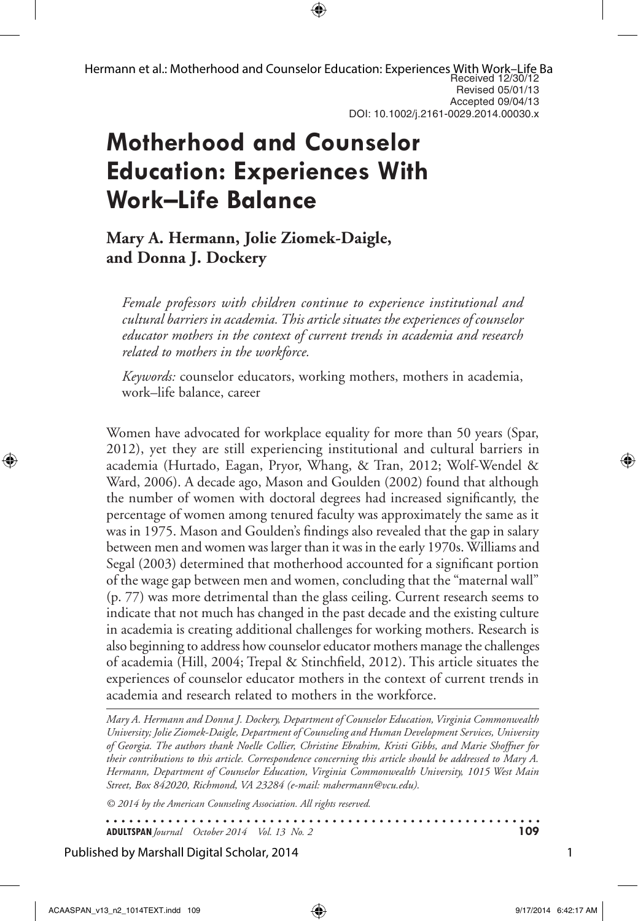Received 12/30/12
Revised 05/01/13
Accepted 09/04/13
DOI: 10.1002/j.2161-0029.2014.00030.x

# Motherhood and Counselor Education: Experiences With Work–Life Balance

**Mary A. Hermann, Jolie Ziomek-Daigle, and Donna J. Dockery**

*Female professors with children continue to experience institutional and cultural barriers in academia. This article situates the experiences of counselor educator mothers in the context of current trends in academia and research related to mothers in the workforce.*

*Keywords:* counselor educators, working mothers, mothers in academia, work–life balance, career

Women have advocated for workplace equality for more than 50 years (Spar, 2012), yet they are still experiencing institutional and cultural barriers in academia (Hurtado, Eagan, Pryor, Whang, & Tran, 2012; Wolf-Wendel & Ward, 2006). A decade ago, Mason and Goulden (2002) found that although the number of women with doctoral degrees had increased significantly, the percentage of women among tenured faculty was approximately the same as it was in 1975. Mason and Goulden's findings also revealed that the gap in salary between men and women was larger than it was in the early 1970s. Williams and Segal (2003) determined that motherhood accounted for a significant portion of the wage gap between men and women, concluding that the "maternal wall" (p. 77) was more detrimental than the glass ceiling. Current research seems to indicate that not much has changed in the past decade and the existing culture in academia is creating additional challenges for working mothers. Research is also beginning to address how counselor educator mothers manage the challenges of academia (Hill, 2004; Trepal & Stinchfield, 2012). This article situates the experiences of counselor educator mothers in the context of current trends in academia and research related to mothers in the workforce.

*Mary A. Hermann and Donna J. Dockery, Department of Counselor Education, Virginia Commonwealth University; Jolie Ziomek-Daigle, Department of Counseling and Human Development Services, University of Georgia. The authors thank Noelle Collier, Christine Ebrahim, Kristi Gibbs, and Marie Shoffner for their contributions to this article. Correspondence concerning this article should be addressed to Mary A. Hermann, Department of Counselor Education, Virginia Commonwealth University, 1015 West Main Street, Box 842020, Richmond, VA 23284 (e-mail: mahermann@vcu.edu).*

*© 2014 by the American Counseling Association. All rights reserved.*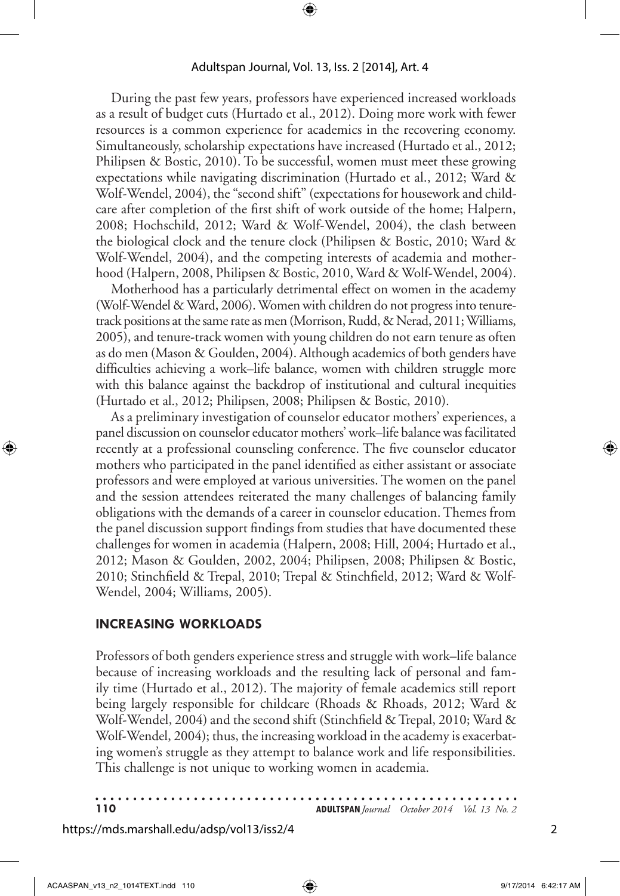During the past few years, professors have experienced increased workloads as a result of budget cuts (Hurtado et al., 2012). Doing more work with fewer resources is a common experience for academics in the recovering economy. Simultaneously, scholarship expectations have increased (Hurtado et al., 2012; Philipsen & Bostic, 2010). To be successful, women must meet these growing expectations while navigating discrimination (Hurtado et al., 2012; Ward & Wolf-Wendel, 2004), the "second shift" (expectations for housework and childcare after completion of the first shift of work outside of the home; Halpern, 2008; Hochschild, 2012; Ward & Wolf-Wendel, 2004), the clash between the biological clock and the tenure clock (Philipsen & Bostic, 2010; Ward & Wolf-Wendel, 2004), and the competing interests of academia and motherhood (Halpern, 2008, Philipsen & Bostic, 2010, Ward & Wolf-Wendel, 2004).

Motherhood has a particularly detrimental effect on women in the academy (Wolf-Wendel & Ward, 2006). Women with children do not progress into tenure-track positions at the same rate as men (Morrison, Rudd, & Nerad, 2011; Williams, 2005), and tenure-track women with young children do not earn tenure as often as do men (Mason & Goulden, 2004). Although academics of both genders have difficulties achieving a work–life balance, women with children struggle more with this balance against the backdrop of institutional and cultural inequities (Hurtado et al., 2012; Philipsen, 2008; Philipsen & Bostic, 2010).

As a preliminary investigation of counselor educator mothers' experiences, a panel discussion on counselor educator mothers' work–life balance was facilitated recently at a professional counseling conference. The five counselor educator mothers who participated in the panel identified as either assistant or associate professors and were employed at various universities. The women on the panel and the session attendees reiterated the many challenges of balancing family obligations with the demands of a career in counselor education. Themes from the panel discussion support findings from studies that have documented these challenges for women in academia (Halpern, 2008; Hill, 2004; Hurtado et al., 2012; Mason & Goulden, 2002, 2004; Philipsen, 2008; Philipsen & Bostic, 2010; Stinchfield & Trepal, 2010; Trepal & Stinchfield, 2012; Ward & Wolf-Wendel, 2004; Williams, 2005).

## INCREASING WORKLOADS

Professors of both genders experience stress and struggle with work–life balance because of increasing workloads and the resulting lack of personal and family time (Hurtado et al., 2012). The majority of female academics still report being largely responsible for childcare (Rhoads & Rhoads, 2012; Ward & Wolf-Wendel, 2004) and the second shift (Stinchfield & Trepal, 2010; Ward & Wolf-Wendel, 2004); thus, the increasing workload in the academy is exacerbating women's struggle as they attempt to balance work and life responsibilities. This challenge is not unique to working women in academia.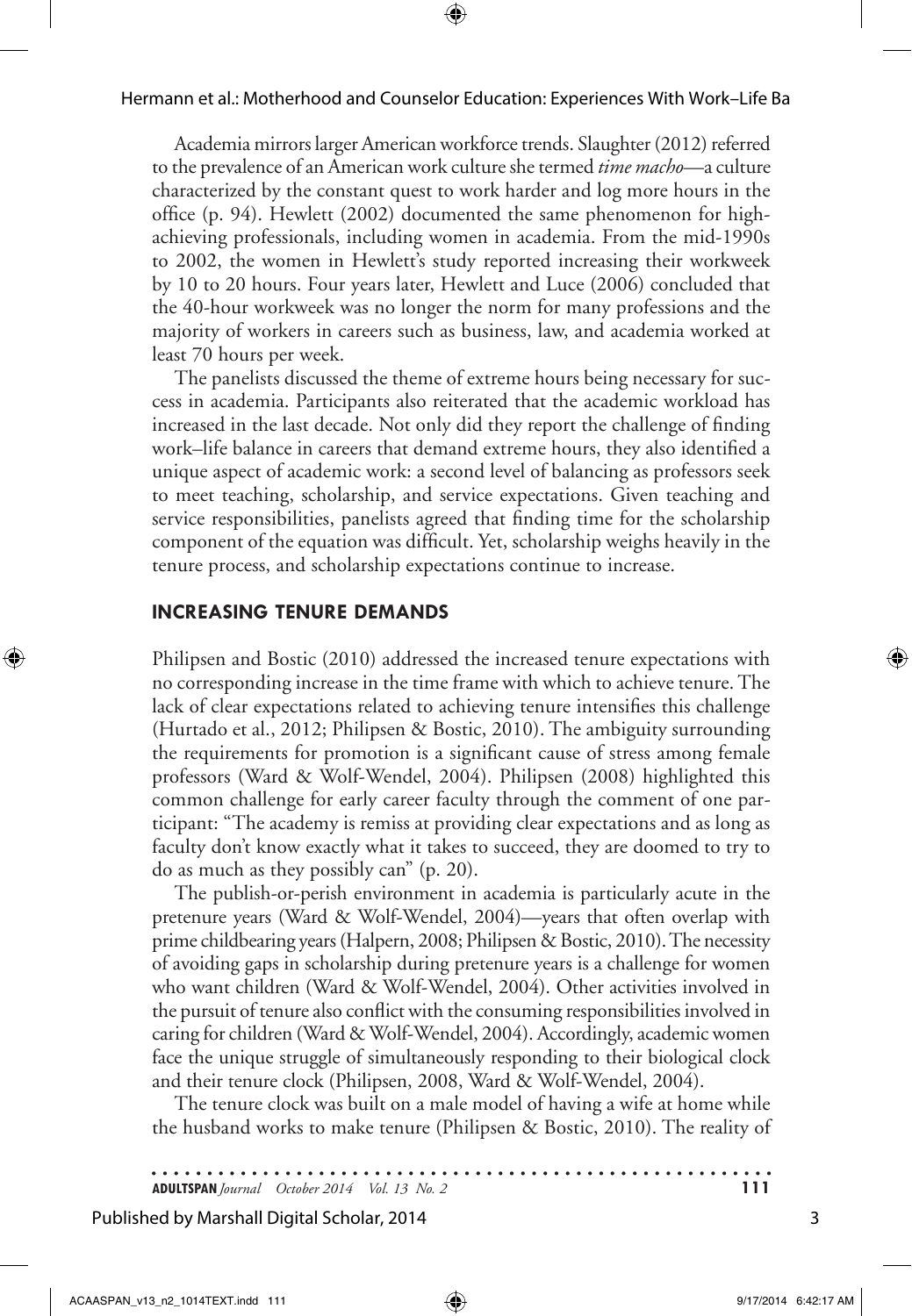Academia mirrors larger American workforce trends. Slaughter (2012) referred to the prevalence of an American work culture she termed *time macho*—a culture characterized by the constant quest to work harder and log more hours in the office (p. 94). Hewlett (2002) documented the same phenomenon for high-achieving professionals, including women in academia. From the mid-1990s to 2002, the women in Hewlett's study reported increasing their workweek by 10 to 20 hours. Four years later, Hewlett and Luce (2006) concluded that the 40-hour workweek was no longer the norm for many professions and the majority of workers in careers such as business, law, and academia worked at least 70 hours per week.

The panelists discussed the theme of extreme hours being necessary for success in academia. Participants also reiterated that the academic workload has increased in the last decade. Not only did they report the challenge of finding work–life balance in careers that demand extreme hours, they also identified a unique aspect of academic work: a second level of balancing as professors seek to meet teaching, scholarship, and service expectations. Given teaching and service responsibilities, panelists agreed that finding time for the scholarship component of the equation was difficult. Yet, scholarship weighs heavily in the tenure process, and scholarship expectations continue to increase.

## INCREASING TENURE DEMANDS

Philipsen and Bostic (2010) addressed the increased tenure expectations with no corresponding increase in the time frame with which to achieve tenure. The lack of clear expectations related to achieving tenure intensifies this challenge (Hurtado et al., 2012; Philipsen & Bostic, 2010). The ambiguity surrounding the requirements for promotion is a significant cause of stress among female professors (Ward & Wolf-Wendel, 2004). Philipsen (2008) highlighted this common challenge for early career faculty through the comment of one participant: "The academy is remiss at providing clear expectations and as long as faculty don't know exactly what it takes to succeed, they are doomed to try to do as much as they possibly can" (p. 20).

The publish-or-perish environment in academia is particularly acute in the pretenure years (Ward & Wolf-Wendel, 2004)—years that often overlap with prime childbearing years (Halpern, 2008; Philipsen & Bostic, 2010). The necessity of avoiding gaps in scholarship during pretenure years is a challenge for women who want children (Ward & Wolf-Wendel, 2004). Other activities involved in the pursuit of tenure also conflict with the consuming responsibilities involved in caring for children (Ward & Wolf-Wendel, 2004). Accordingly, academic women face the unique struggle of simultaneously responding to their biological clock and their tenure clock (Philipsen, 2008, Ward & Wolf-Wendel, 2004).

The tenure clock was built on a male model of having a wife at home while the husband works to make tenure (Philipsen & Bostic, 2010). The reality of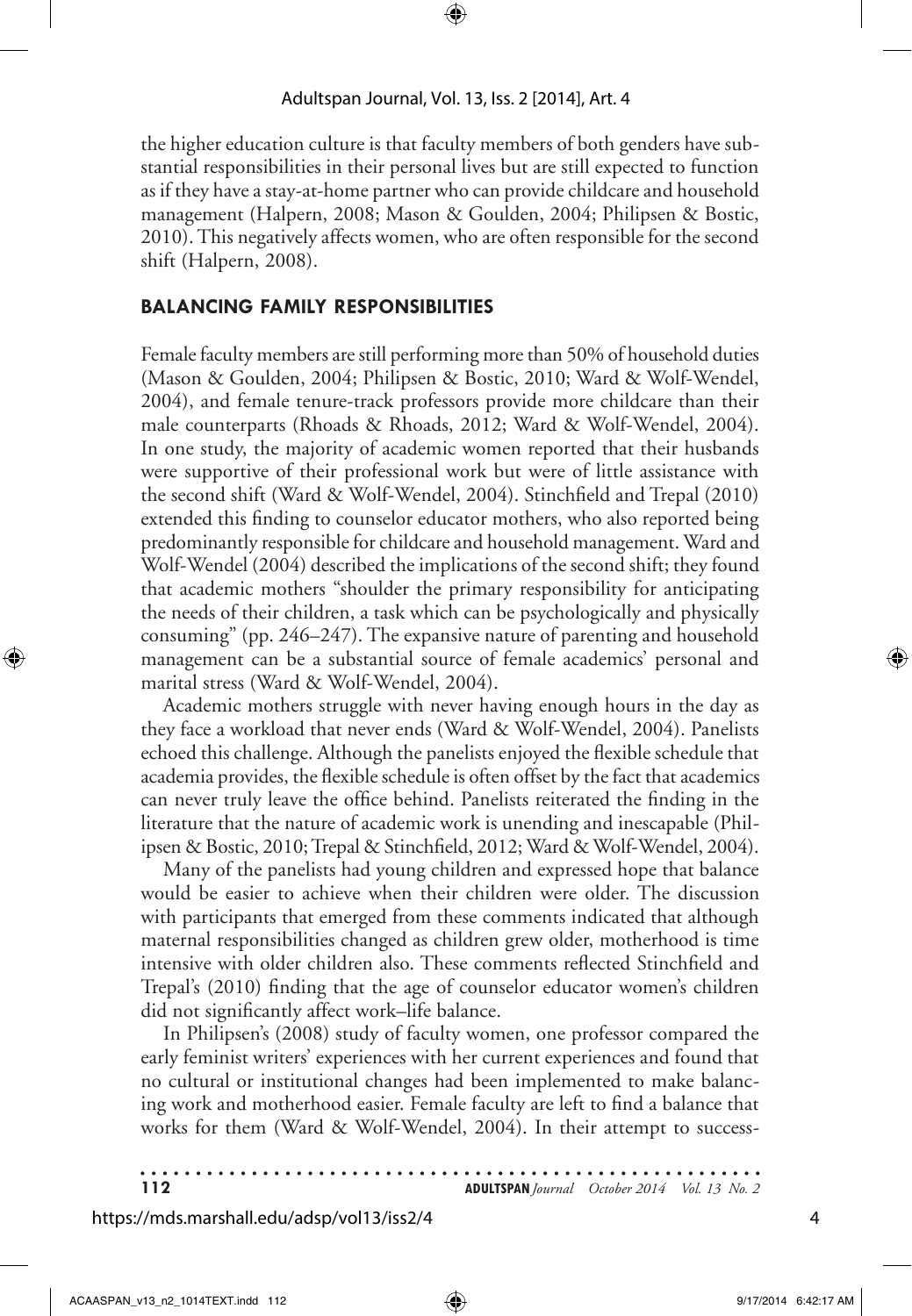the higher education culture is that faculty members of both genders have substantial responsibilities in their personal lives but are still expected to function as if they have a stay-at-home partner who can provide childcare and household management (Halpern, 2008; Mason & Goulden, 2004; Philipsen & Bostic, 2010). This negatively affects women, who are often responsible for the second shift (Halpern, 2008).

## BALANCING FAMILY RESPONSIBILITIES

Female faculty members are still performing more than 50% of household duties (Mason & Goulden, 2004; Philipsen & Bostic, 2010; Ward & Wolf-Wendel, 2004), and female tenure-track professors provide more childcare than their male counterparts (Rhoads & Rhoads, 2012; Ward & Wolf-Wendel, 2004). In one study, the majority of academic women reported that their husbands were supportive of their professional work but were of little assistance with the second shift (Ward & Wolf-Wendel, 2004). Stinchfield and Trepal (2010) extended this finding to counselor educator mothers, who also reported being predominantly responsible for childcare and household management. Ward and Wolf-Wendel (2004) described the implications of the second shift; they found that academic mothers "shoulder the primary responsibility for anticipating the needs of their children, a task which can be psychologically and physically consuming" (pp. 246–247). The expansive nature of parenting and household management can be a substantial source of female academics' personal and marital stress (Ward & Wolf-Wendel, 2004).

Academic mothers struggle with never having enough hours in the day as they face a workload that never ends (Ward & Wolf-Wendel, 2004). Panelists echoed this challenge. Although the panelists enjoyed the flexible schedule that academia provides, the flexible schedule is often offset by the fact that academics can never truly leave the office behind. Panelists reiterated the finding in the literature that the nature of academic work is unending and inescapable (Philipsen & Bostic, 2010; Trepal & Stinchfield, 2012; Ward & Wolf-Wendel, 2004).

Many of the panelists had young children and expressed hope that balance would be easier to achieve when their children were older. The discussion with participants that emerged from these comments indicated that although maternal responsibilities changed as children grew older, motherhood is time intensive with older children also. These comments reflected Stinchfield and Trepal's (2010) finding that the age of counselor educator women's children did not significantly affect work–life balance.

In Philipsen's (2008) study of faculty women, one professor compared the early feminist writers' experiences with her current experiences and found that no cultural or institutional changes had been implemented to make balancing work and motherhood easier. Female faculty are left to find a balance that works for them (Ward & Wolf-Wendel, 2004). In their attempt to success-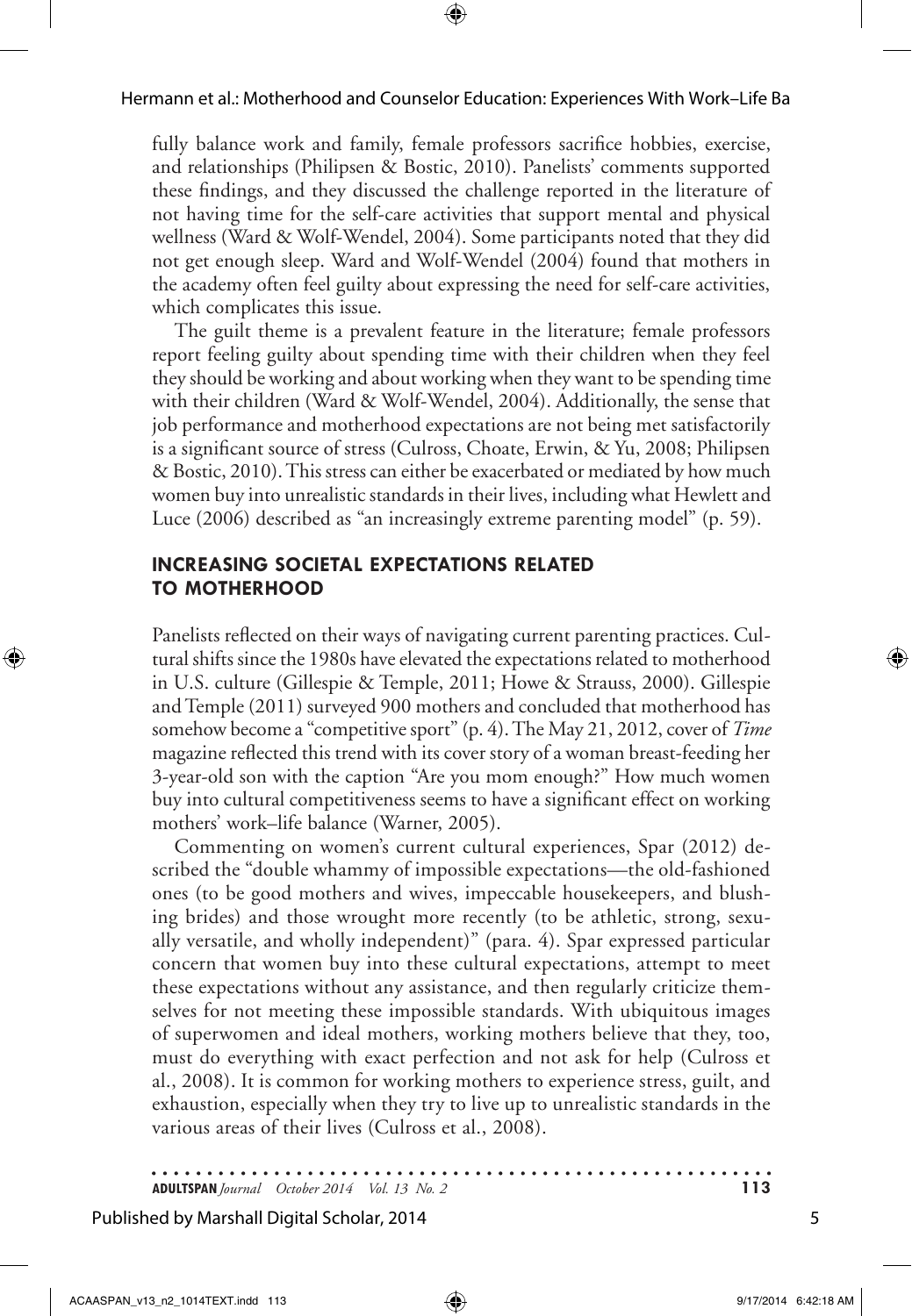fully balance work and family, female professors sacrifice hobbies, exercise, and relationships (Philipsen & Bostic, 2010). Panelists' comments supported these findings, and they discussed the challenge reported in the literature of not having time for the self-care activities that support mental and physical wellness (Ward & Wolf-Wendel, 2004). Some participants noted that they did not get enough sleep. Ward and Wolf-Wendel (2004) found that mothers in the academy often feel guilty about expressing the need for self-care activities, which complicates this issue.

The guilt theme is a prevalent feature in the literature; female professors report feeling guilty about spending time with their children when they feel they should be working and about working when they want to be spending time with their children (Ward & Wolf-Wendel, 2004). Additionally, the sense that job performance and motherhood expectations are not being met satisfactorily is a significant source of stress (Culross, Choate, Erwin, & Yu, 2008; Philipsen & Bostic, 2010). This stress can either be exacerbated or mediated by how much women buy into unrealistic standards in their lives, including what Hewlett and Luce (2006) described as "an increasingly extreme parenting model" (p. 59).

## INCREASING SOCIETAL EXPECTATIONS RELATED TO MOTHERHOOD

Panelists reflected on their ways of navigating current parenting practices. Cultural shifts since the 1980s have elevated the expectations related to motherhood in U.S. culture (Gillespie & Temple, 2011; Howe & Strauss, 2000). Gillespie and Temple (2011) surveyed 900 mothers and concluded that motherhood has somehow become a "competitive sport" (p. 4). The May 21, 2012, cover of *Time* magazine reflected this trend with its cover story of a woman breast-feeding her 3-year-old son with the caption "Are you mom enough?" How much women buy into cultural competitiveness seems to have a significant effect on working mothers' work–life balance (Warner, 2005).

Commenting on women's current cultural experiences, Spar (2012) described the "double whammy of impossible expectations—the old-fashioned ones (to be good mothers and wives, impeccable housekeepers, and blushing brides) and those wrought more recently (to be athletic, strong, sexually versatile, and wholly independent)" (para. 4). Spar expressed particular concern that women buy into these cultural expectations, attempt to meet these expectations without any assistance, and then regularly criticize themselves for not meeting these impossible standards. With ubiquitous images of superwomen and ideal mothers, working mothers believe that they, too, must do everything with exact perfection and not ask for help (Culross et al., 2008). It is common for working mothers to experience stress, guilt, and exhaustion, especially when they try to live up to unrealistic standards in the various areas of their lives (Culross et al., 2008).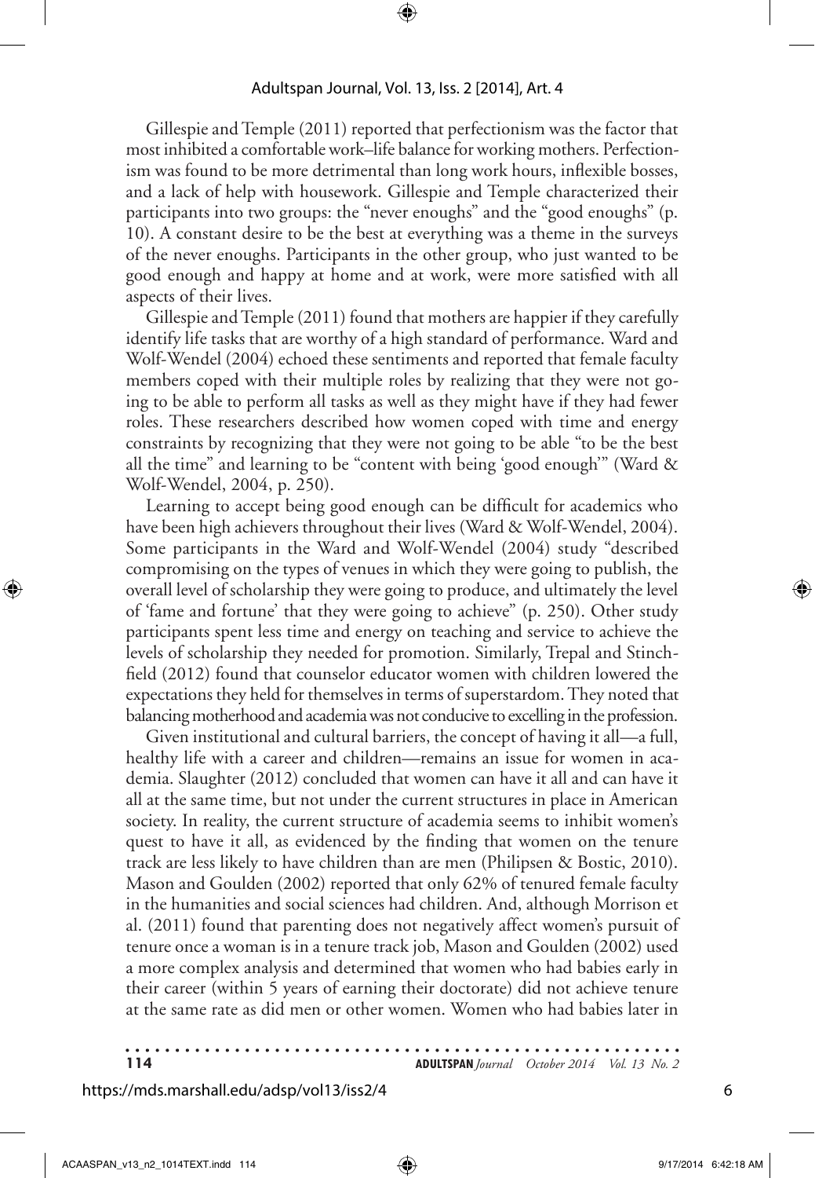Gillespie and Temple (2011) reported that perfectionism was the factor that most inhibited a comfortable work–life balance for working mothers. Perfectionism was found to be more detrimental than long work hours, inflexible bosses, and a lack of help with housework. Gillespie and Temple characterized their participants into two groups: the "never enoughs" and the "good enoughs" (p. 10). A constant desire to be the best at everything was a theme in the surveys of the never enoughs. Participants in the other group, who just wanted to be good enough and happy at home and at work, were more satisfied with all aspects of their lives.

Gillespie and Temple (2011) found that mothers are happier if they carefully identify life tasks that are worthy of a high standard of performance. Ward and Wolf-Wendel (2004) echoed these sentiments and reported that female faculty members coped with their multiple roles by realizing that they were not going to be able to perform all tasks as well as they might have if they had fewer roles. These researchers described how women coped with time and energy constraints by recognizing that they were not going to be able "to be the best all the time" and learning to be "content with being 'good enough'" (Ward & Wolf-Wendel, 2004, p. 250).

Learning to accept being good enough can be difficult for academics who have been high achievers throughout their lives (Ward & Wolf-Wendel, 2004). Some participants in the Ward and Wolf-Wendel (2004) study "described compromising on the types of venues in which they were going to publish, the overall level of scholarship they were going to produce, and ultimately the level of 'fame and fortune' that they were going to achieve" (p. 250). Other study participants spent less time and energy on teaching and service to achieve the levels of scholarship they needed for promotion. Similarly, Trepal and Stinchfield (2012) found that counselor educator women with children lowered the expectations they held for themselves in terms of superstardom. They noted that balancing motherhood and academia was not conducive to excelling in the profession.

Given institutional and cultural barriers, the concept of having it all—a full, healthy life with a career and children—remains an issue for women in academia. Slaughter (2012) concluded that women can have it all and can have it all at the same time, but not under the current structures in place in American society. In reality, the current structure of academia seems to inhibit women's quest to have it all, as evidenced by the finding that women on the tenure track are less likely to have children than are men (Philipsen & Bostic, 2010). Mason and Goulden (2002) reported that only 62% of tenured female faculty in the humanities and social sciences had children. And, although Morrison et al. (2011) found that parenting does not negatively affect women's pursuit of tenure once a woman is in a tenure track job, Mason and Goulden (2002) used a more complex analysis and determined that women who had babies early in their career (within 5 years of earning their doctorate) did not achieve tenure at the same rate as did men or other women. Women who had babies later in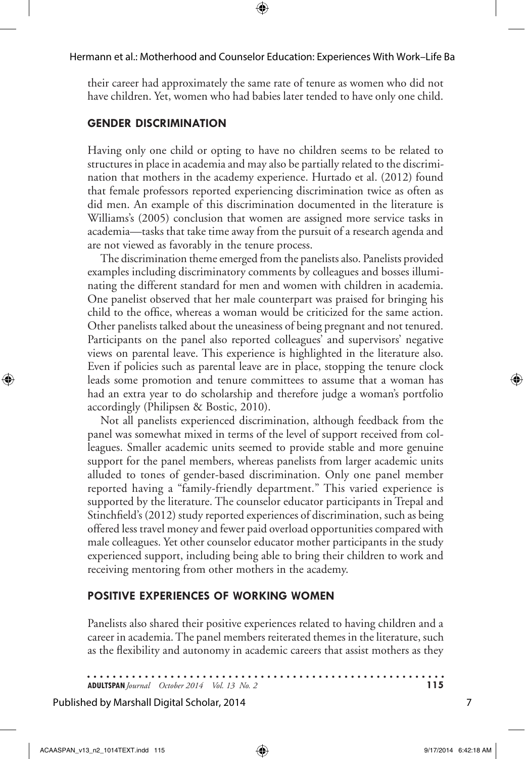their career had approximately the same rate of tenure as women who did not have children. Yet, women who had babies later tended to have only one child.

## GENDER DISCRIMINATION

Having only one child or opting to have no children seems to be related to structures in place in academia and may also be partially related to the discrimination that mothers in the academy experience. Hurtado et al. (2012) found that female professors reported experiencing discrimination twice as often as did men. An example of this discrimination documented in the literature is Williams's (2005) conclusion that women are assigned more service tasks in academia—tasks that take time away from the pursuit of a research agenda and are not viewed as favorably in the tenure process.

The discrimination theme emerged from the panelists also. Panelists provided examples including discriminatory comments by colleagues and bosses illuminating the different standard for men and women with children in academia. One panelist observed that her male counterpart was praised for bringing his child to the office, whereas a woman would be criticized for the same action. Other panelists talked about the uneasiness of being pregnant and not tenured. Participants on the panel also reported colleagues' and supervisors' negative views on parental leave. This experience is highlighted in the literature also. Even if policies such as parental leave are in place, stopping the tenure clock leads some promotion and tenure committees to assume that a woman has had an extra year to do scholarship and therefore judge a woman's portfolio accordingly (Philipsen & Bostic, 2010).

Not all panelists experienced discrimination, although feedback from the panel was somewhat mixed in terms of the level of support received from colleagues. Smaller academic units seemed to provide stable and more genuine support for the panel members, whereas panelists from larger academic units alluded to tones of gender-based discrimination. Only one panel member reported having a "family-friendly department." This varied experience is supported by the literature. The counselor educator participants in Trepal and Stinchfield's (2012) study reported experiences of discrimination, such as being offered less travel money and fewer paid overload opportunities compared with male colleagues. Yet other counselor educator mother participants in the study experienced support, including being able to bring their children to work and receiving mentoring from other mothers in the academy.

## POSITIVE EXPERIENCES OF WORKING WOMEN

Panelists also shared their positive experiences related to having children and a career in academia. The panel members reiterated themes in the literature, such as the flexibility and autonomy in academic careers that assist mothers as they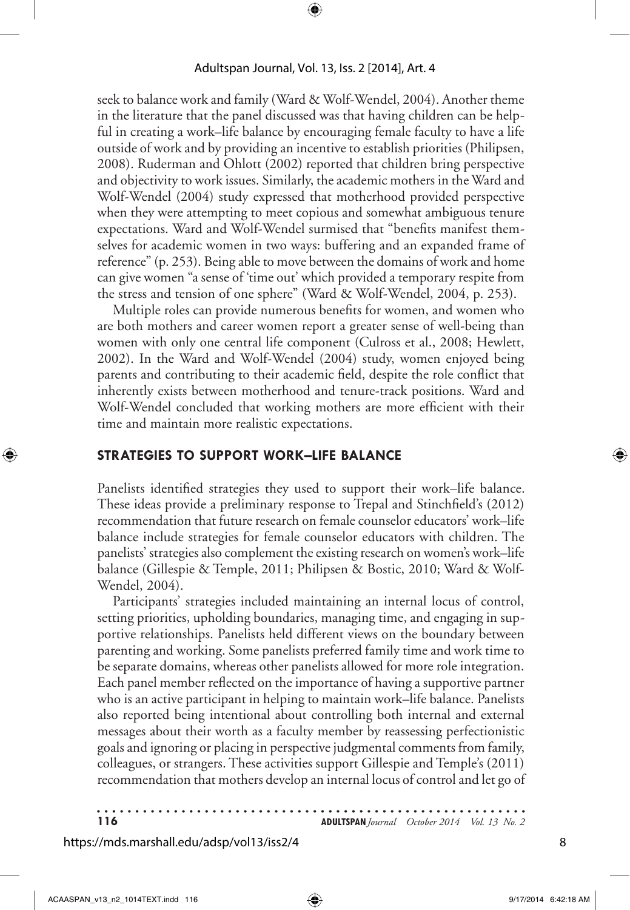seek to balance work and family (Ward & Wolf-Wendel, 2004). Another theme in the literature that the panel discussed was that having children can be helpful in creating a work–life balance by encouraging female faculty to have a life outside of work and by providing an incentive to establish priorities (Philipsen, 2008). Ruderman and Ohlott (2002) reported that children bring perspective and objectivity to work issues. Similarly, the academic mothers in the Ward and Wolf-Wendel (2004) study expressed that motherhood provided perspective when they were attempting to meet copious and somewhat ambiguous tenure expectations. Ward and Wolf-Wendel surmised that "benefits manifest themselves for academic women in two ways: buffering and an expanded frame of reference" (p. 253). Being able to move between the domains of work and home can give women "a sense of 'time out' which provided a temporary respite from the stress and tension of one sphere" (Ward & Wolf-Wendel, 2004, p. 253).

Multiple roles can provide numerous benefits for women, and women who are both mothers and career women report a greater sense of well-being than women with only one central life component (Culross et al., 2008; Hewlett, 2002). In the Ward and Wolf-Wendel (2004) study, women enjoyed being parents and contributing to their academic field, despite the role conflict that inherently exists between motherhood and tenure-track positions. Ward and Wolf-Wendel concluded that working mothers are more efficient with their time and maintain more realistic expectations.

## STRATEGIES TO SUPPORT WORK–LIFE BALANCE

Panelists identified strategies they used to support their work–life balance. These ideas provide a preliminary response to Trepal and Stinchfield's (2012) recommendation that future research on female counselor educators' work–life balance include strategies for female counselor educators with children. The panelists' strategies also complement the existing research on women's work–life balance (Gillespie & Temple, 2011; Philipsen & Bostic, 2010; Ward & Wolf-Wendel, 2004).

Participants' strategies included maintaining an internal locus of control, setting priorities, upholding boundaries, managing time, and engaging in supportive relationships. Panelists held different views on the boundary between parenting and working. Some panelists preferred family time and work time to be separate domains, whereas other panelists allowed for more role integration. Each panel member reflected on the importance of having a supportive partner who is an active participant in helping to maintain work–life balance. Panelists also reported being intentional about controlling both internal and external messages about their worth as a faculty member by reassessing perfectionistic goals and ignoring or placing in perspective judgmental comments from family, colleagues, or strangers. These activities support Gillespie and Temple's (2011) recommendation that mothers develop an internal locus of control and let go of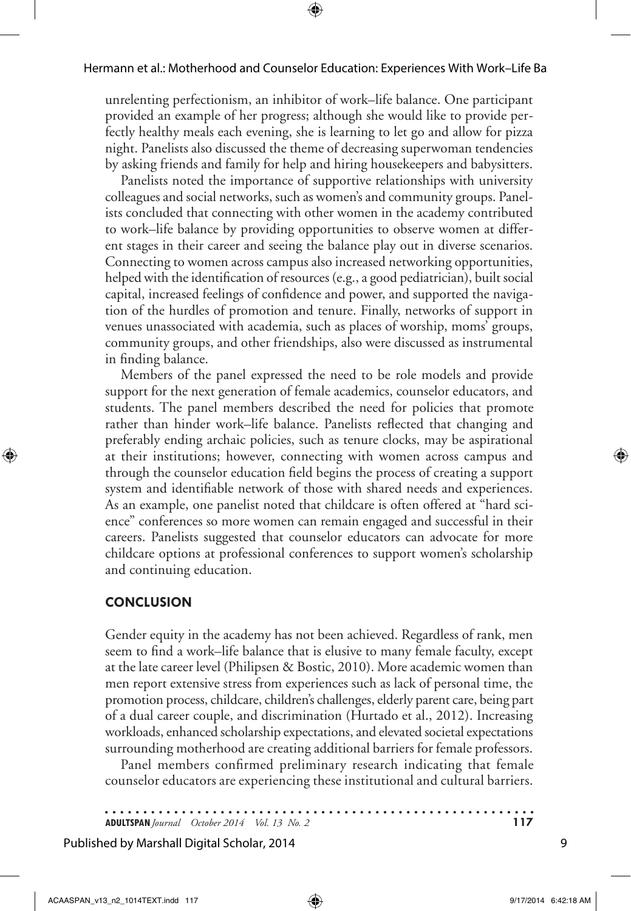unrelenting perfectionism, an inhibitor of work–life balance. One participant provided an example of her progress; although she would like to provide perfectly healthy meals each evening, she is learning to let go and allow for pizza night. Panelists also discussed the theme of decreasing superwoman tendencies by asking friends and family for help and hiring housekeepers and babysitters.

Panelists noted the importance of supportive relationships with university colleagues and social networks, such as women's and community groups. Panelists concluded that connecting with other women in the academy contributed to work–life balance by providing opportunities to observe women at different stages in their career and seeing the balance play out in diverse scenarios. Connecting to women across campus also increased networking opportunities, helped with the identification of resources (e.g., a good pediatrician), built social capital, increased feelings of confidence and power, and supported the navigation of the hurdles of promotion and tenure. Finally, networks of support in venues unassociated with academia, such as places of worship, moms' groups, community groups, and other friendships, also were discussed as instrumental in finding balance.

Members of the panel expressed the need to be role models and provide support for the next generation of female academics, counselor educators, and students. The panel members described the need for policies that promote rather than hinder work–life balance. Panelists reflected that changing and preferably ending archaic policies, such as tenure clocks, may be aspirational at their institutions; however, connecting with women across campus and through the counselor education field begins the process of creating a support system and identifiable network of those with shared needs and experiences. As an example, one panelist noted that childcare is often offered at "hard science" conferences so more women can remain engaged and successful in their careers. Panelists suggested that counselor educators can advocate for more childcare options at professional conferences to support women's scholarship and continuing education.

## CONCLUSION

Gender equity in the academy has not been achieved. Regardless of rank, men seem to find a work–life balance that is elusive to many female faculty, except at the late career level (Philipsen & Bostic, 2010). More academic women than men report extensive stress from experiences such as lack of personal time, the promotion process, childcare, children's challenges, elderly parent care, being part of a dual career couple, and discrimination (Hurtado et al., 2012). Increasing workloads, enhanced scholarship expectations, and elevated societal expectations surrounding motherhood are creating additional barriers for female professors.

Panel members confirmed preliminary research indicating that female counselor educators are experiencing these institutional and cultural barriers.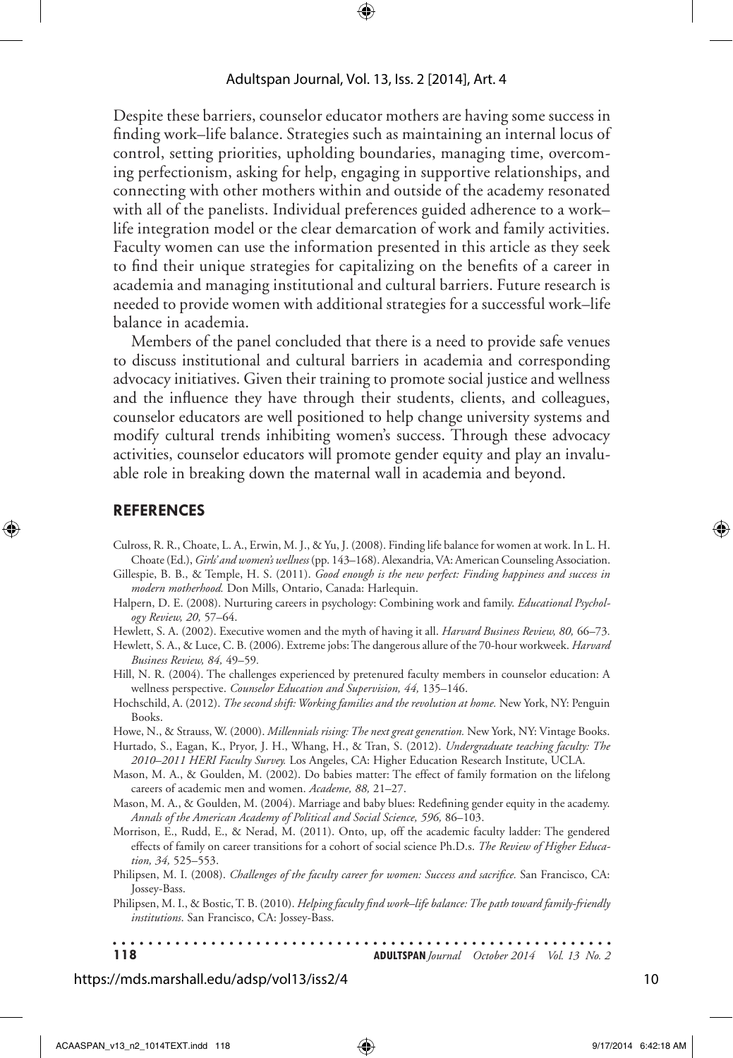Despite these barriers, counselor educator mothers are having some success in finding work–life balance. Strategies such as maintaining an internal locus of control, setting priorities, upholding boundaries, managing time, overcoming perfectionism, asking for help, engaging in supportive relationships, and connecting with other mothers within and outside of the academy resonated with all of the panelists. Individual preferences guided adherence to a work–life integration model or the clear demarcation of work and family activities. Faculty women can use the information presented in this article as they seek to find their unique strategies for capitalizing on the benefits of a career in academia and managing institutional and cultural barriers. Future research is needed to provide women with additional strategies for a successful work–life balance in academia.

Members of the panel concluded that there is a need to provide safe venues to discuss institutional and cultural barriers in academia and corresponding advocacy initiatives. Given their training to promote social justice and wellness and the influence they have through their students, clients, and colleagues, counselor educators are well positioned to help change university systems and modify cultural trends inhibiting women's success. Through these advocacy activities, counselor educators will promote gender equity and play an invaluable role in breaking down the maternal wall in academia and beyond.

## REFERENCES

Culross, R. R., Choate, L. A., Erwin, M. J., & Yu, J. (2008). Finding life balance for women at work. In L. H. Choate (Ed.), *Girls' and women's wellness* (pp. 143–168). Alexandria, VA: American Counseling Association.

Gillespie, B. B., & Temple, H. S. (2011). *Good enough is the new perfect: Finding happiness and success in modern motherhood.* Don Mills, Ontario, Canada: Harlequin.

Halpern, D. E. (2008). Nurturing careers in psychology: Combining work and family. *Educational Psychology Review, 20,* 57–64.

Hewlett, S. A. (2002). Executive women and the myth of having it all. *Harvard Business Review, 80,* 66–73.

Hewlett, S. A., & Luce, C. B. (2006). Extreme jobs: The dangerous allure of the 70-hour workweek. *Harvard Business Review, 84,* 49–59.

Hill, N. R. (2004). The challenges experienced by pretenured faculty members in counselor education: A wellness perspective. *Counselor Education and Supervision, 44,* 135–146.

Hochschild, A. (2012). *The second shift: Working families and the revolution at home.* New York, NY: Penguin Books.

Howe, N., & Strauss, W. (2000). *Millennials rising: The next great generation.* New York, NY: Vintage Books.

Hurtado, S., Eagan, K., Pryor, J. H., Whang, H., & Tran, S. (2012). *Undergraduate teaching faculty: The 2010–2011 HERI Faculty Survey.* Los Angeles, CA: Higher Education Research Institute, UCLA.

Mason, M. A., & Goulden, M. (2002). Do babies matter: The effect of family formation on the lifelong careers of academic men and women. *Academe, 88,* 21–27.

Mason, M. A., & Goulden, M. (2004). Marriage and baby blues: Redefining gender equity in the academy. *Annals of the American Academy of Political and Social Science, 596,* 86–103.

Morrison, E., Rudd, E., & Nerad, M. (2011). Onto, up, off the academic faculty ladder: The gendered effects of family on career transitions for a cohort of social science Ph.D.s. *The Review of Higher Education, 34,* 525–553.

Philipsen, M. I. (2008). *Challenges of the faculty career for women: Success and sacrifice.* San Francisco, CA: Jossey-Bass.

Philipsen, M. I., & Bostic, T. B. (2010). *Helping faculty find work–life balance: The path toward family-friendly institutions.* San Francisco, CA: Jossey-Bass.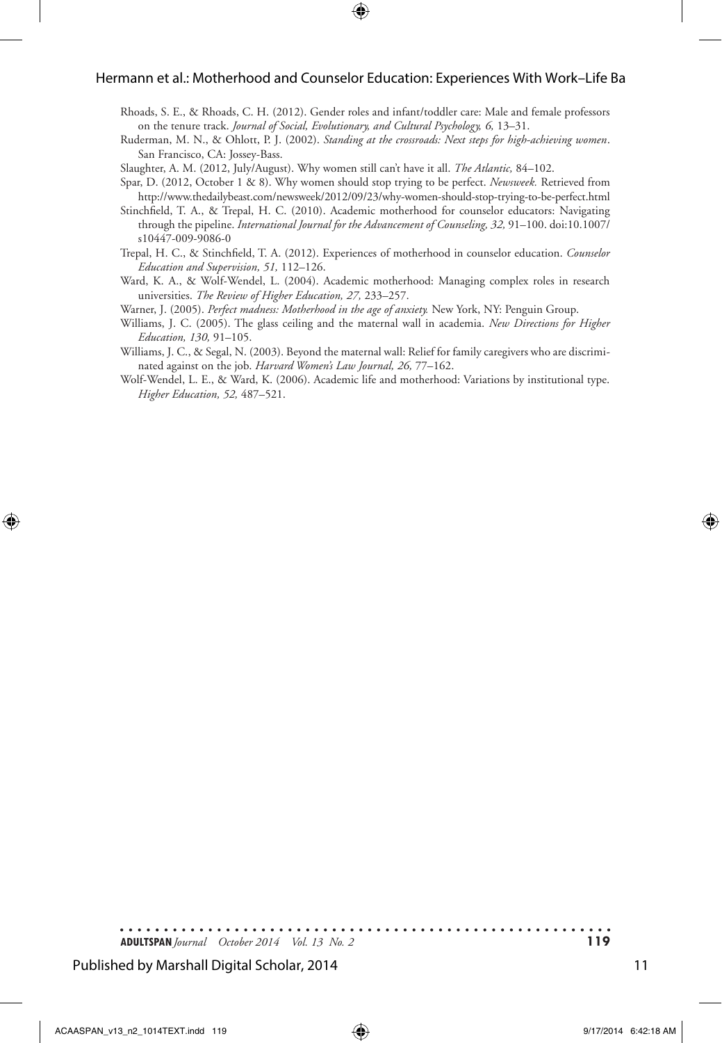Rhoads, S. E., & Rhoads, C. H. (2012). Gender roles and infant/toddler care: Male and female professors on the tenure track. *Journal of Social, Evolutionary, and Cultural Psychology, 6,* 13–31.

Ruderman, M. N., & Ohlott, P. J. (2002). *Standing at the crossroads: Next steps for high-achieving women*. San Francisco, CA: Jossey-Bass.

Slaughter, A. M. (2012, July/August). Why women still can't have it all. *The Atlantic,* 84–102.

Spar, D. (2012, October 1 & 8). Why women should stop trying to be perfect. *Newsweek.* Retrieved from http://www.thedailybeast.com/newsweek/2012/09/23/why-women-should-stop-trying-to-be-perfect.html

Stinchfield, T. A., & Trepal, H. C. (2010). Academic motherhood for counselor educators: Navigating through the pipeline. *International Journal for the Advancement of Counseling, 32,* 91–100. doi:10.1007/s10447-009-9086-0

Trepal, H. C., & Stinchfield, T. A. (2012). Experiences of motherhood in counselor education. *Counselor Education and Supervision, 51,* 112–126.

Ward, K. A., & Wolf-Wendel, L. (2004). Academic motherhood: Managing complex roles in research universities. *The Review of Higher Education, 27,* 233–257.

Warner, J. (2005). *Perfect madness: Motherhood in the age of anxiety.* New York, NY: Penguin Group.

Williams, J. C. (2005). The glass ceiling and the maternal wall in academia. *New Directions for Higher Education, 130,* 91–105.

Williams, J. C., & Segal, N. (2003). Beyond the maternal wall: Relief for family caregivers who are discriminated against on the job. *Harvard Women's Law Journal, 26,* 77–162.

Wolf-Wendel, L. E., & Ward, K. (2006). Academic life and motherhood: Variations by institutional type. *Higher Education, 52,* 487–521.